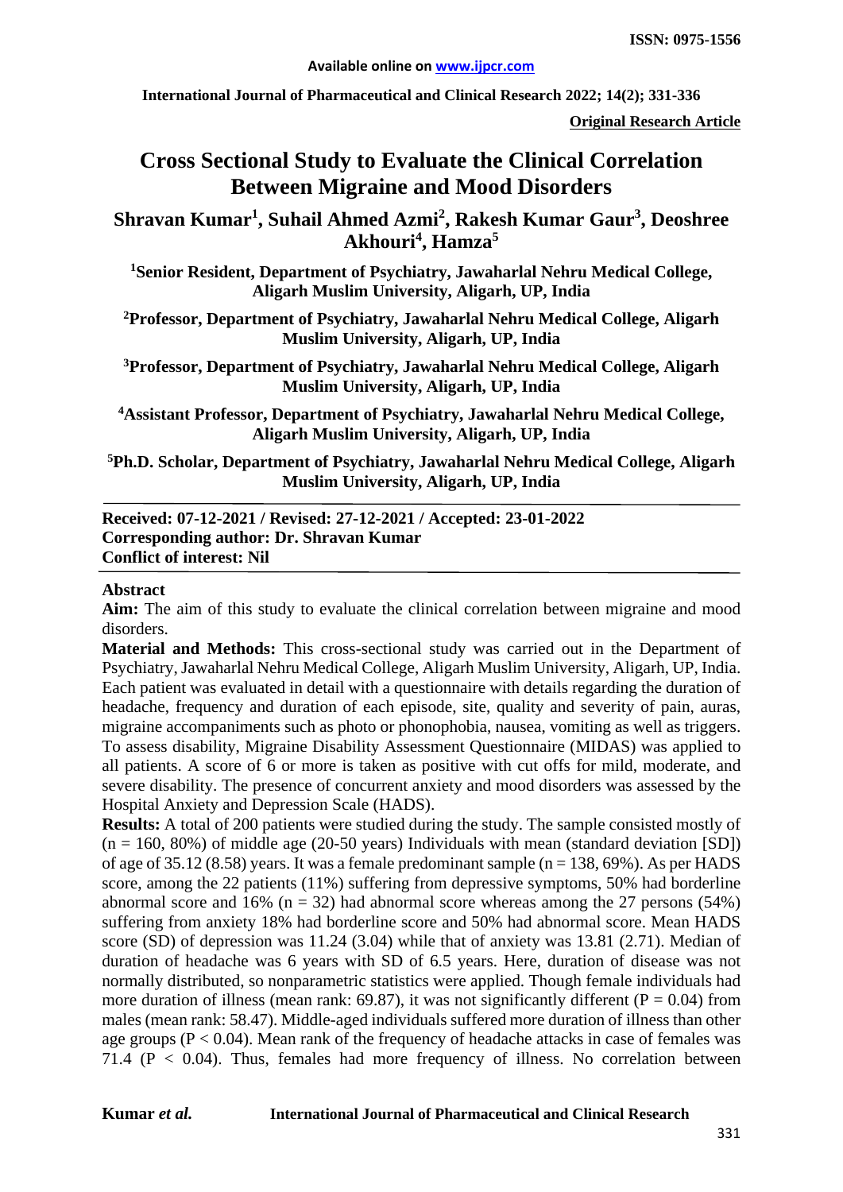**ISSN: 0975-1556**

**Available online on [www.ijpcr.com](www.ijpcr.com)**

**International Journal of Pharmaceutical and Clinical Research 2022; 14(2); 331-336**

**Original Research Article**

# Cross Sectional Study to Evaluate the Clinical Correlation Between Migraine and Mood Disorders

## Shravan Kumar[1], Suhail Ahmed Azmi[2], Rakesh Kumar Gaur[3], Deoshree Akhouri[4], Hamza[5]

**[1]Senior Resident, Department of Psychiatry, Jawaharlal Nehru Medical College, Aligarh Muslim University, Aligarh, UP, India**

**[2]Professor, Department of Psychiatry, Jawaharlal Nehru Medical College, Aligarh Muslim University, Aligarh, UP, India**

**[3]Professor, Department of Psychiatry, Jawaharlal Nehru Medical College, Aligarh Muslim University, Aligarh, UP, India**

**[4]Assistant Professor, Department of Psychiatry, Jawaharlal Nehru Medical College, Aligarh Muslim University, Aligarh, UP, India**

**[5]Ph.D. Scholar, Department of Psychiatry, Jawaharlal Nehru Medical College, Aligarh Muslim University, Aligarh, UP, India**

**Received: 07-12-2021 / Revised: 27-12-2021 / Accepted: 23-01-2022**
**Corresponding author: Dr. Shravan Kumar**
**Conflict of interest: Nil**

### Abstract

**Aim:** The aim of this study to evaluate the clinical correlation between migraine and mood disorders.

**Material and Methods:** This cross-sectional study was carried out in the Department of Psychiatry, Jawaharlal Nehru Medical College, Aligarh Muslim University, Aligarh, UP, India. Each patient was evaluated in detail with a questionnaire with details regarding the duration of headache, frequency and duration of each episode, site, quality and severity of pain, auras, migraine accompaniments such as photo or phonophobia, nausea, vomiting as well as triggers. To assess disability, Migraine Disability Assessment Questionnaire (MIDAS) was applied to all patients. A score of 6 or more is taken as positive with cut offs for mild, moderate, and severe disability. The presence of concurrent anxiety and mood disorders was assessed by the Hospital Anxiety and Depression Scale (HADS).

**Results:** A total of 200 patients were studied during the study. The sample consisted mostly of (n = 160, 80%) of middle age (20-50 years) Individuals with mean (standard deviation [SD]) of age of 35.12 (8.58) years. It was a female predominant sample (n = 138, 69%). As per HADS score, among the 22 patients (11%) suffering from depressive symptoms, 50% had borderline abnormal score and 16% (n = 32) had abnormal score whereas among the 27 persons (54%) suffering from anxiety 18% had borderline score and 50% had abnormal score. Mean HADS score (SD) of depression was 11.24 (3.04) while that of anxiety was 13.81 (2.71). Median of duration of headache was 6 years with SD of 6.5 years. Here, duration of disease was not normally distributed, so nonparametric statistics were applied. Though female individuals had more duration of illness (mean rank: 69.87), it was not significantly different (P = 0.04) from males (mean rank: 58.47). Middle-aged individuals suffered more duration of illness than other age groups (P < 0.04). Mean rank of the frequency of headache attacks in case of females was 71.4 (P < 0.04). Thus, females had more frequency of illness. No correlation between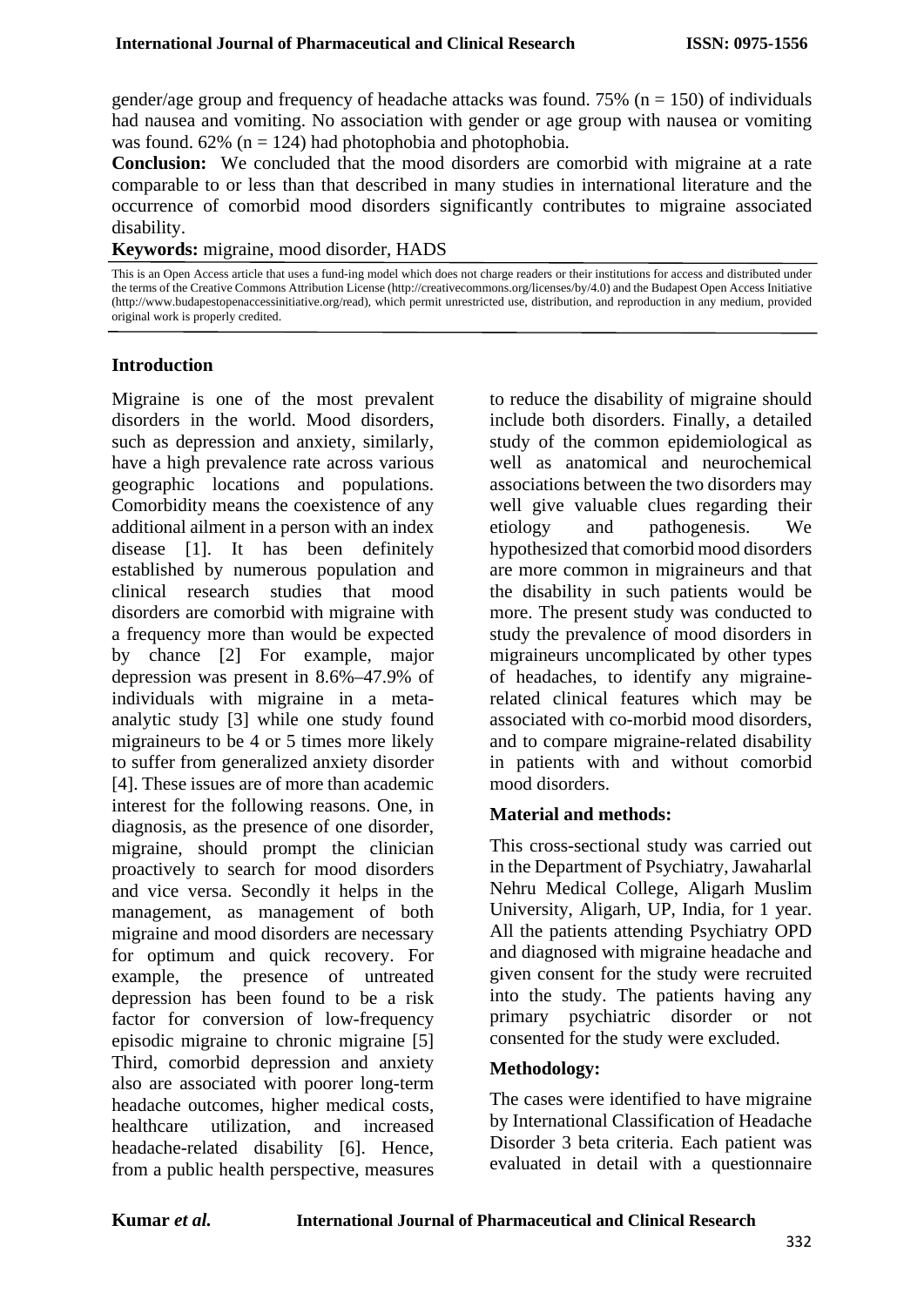gender/age group and frequency of headache attacks was found. 75% (n = 150) of individuals had nausea and vomiting. No association with gender or age group with nausea or vomiting was found. 62% (n = 124) had photophobia and photophobia.

**Conclusion:** We concluded that the mood disorders are comorbid with migraine at a rate comparable to or less than that described in many studies in international literature and the occurrence of comorbid mood disorders significantly contributes to migraine associated disability.

**Keywords:** migraine, mood disorder, HADS

This is an Open Access article that uses a fund-ing model which does not charge readers or their institutions for access and distributed under the terms of the Creative Commons Attribution License (http://creativecommons.org/licenses/by/4.0) and the Budapest Open Access Initiative (http://www.budapestopenaccessinitiative.org/read), which permit unrestricted use, distribution, and reproduction in any medium, provided original work is properly credited.

## Introduction

Migraine is one of the most prevalent disorders in the world. Mood disorders, such as depression and anxiety, similarly, have a high prevalence rate across various geographic locations and populations. Comorbidity means the coexistence of any additional ailment in a person with an index disease [1]. It has been definitely established by numerous population and clinical research studies that mood disorders are comorbid with migraine with a frequency more than would be expected by chance [2] For example, major depression was present in 8.6%–47.9% of individuals with migraine in a meta-analytic study [3] while one study found migraineurs to be 4 or 5 times more likely to suffer from generalized anxiety disorder [4]. These issues are of more than academic interest for the following reasons. One, in diagnosis, as the presence of one disorder, migraine, should prompt the clinician proactively to search for mood disorders and vice versa. Secondly it helps in the management, as management of both migraine and mood disorders are necessary for optimum and quick recovery. For example, the presence of untreated depression has been found to be a risk factor for conversion of low-frequency episodic migraine to chronic migraine [5] Third, comorbid depression and anxiety also are associated with poorer long-term headache outcomes, higher medical costs, healthcare utilization, and increased headache-related disability [6]. Hence, from a public health perspective, measures to reduce the disability of migraine should include both disorders. Finally, a detailed study of the common epidemiological as well as anatomical and neurochemical associations between the two disorders may well give valuable clues regarding their etiology and pathogenesis. We hypothesized that comorbid mood disorders are more common in migraineurs and that the disability in such patients would be more. The present study was conducted to study the prevalence of mood disorders in migraineurs uncomplicated by other types of headaches, to identify any migraine-related clinical features which may be associated with co-morbid mood disorders, and to compare migraine-related disability in patients with and without comorbid mood disorders.

## Material and methods:

This cross-sectional study was carried out in the Department of Psychiatry, Jawaharlal Nehru Medical College, Aligarh Muslim University, Aligarh, UP, India, for 1 year. All the patients attending Psychiatry OPD and diagnosed with migraine headache and given consent for the study were recruited into the study. The patients having any primary psychiatric disorder or not consented for the study were excluded.

## Methodology:

The cases were identified to have migraine by International Classification of Headache Disorder 3 beta criteria. Each patient was evaluated in detail with a questionnaire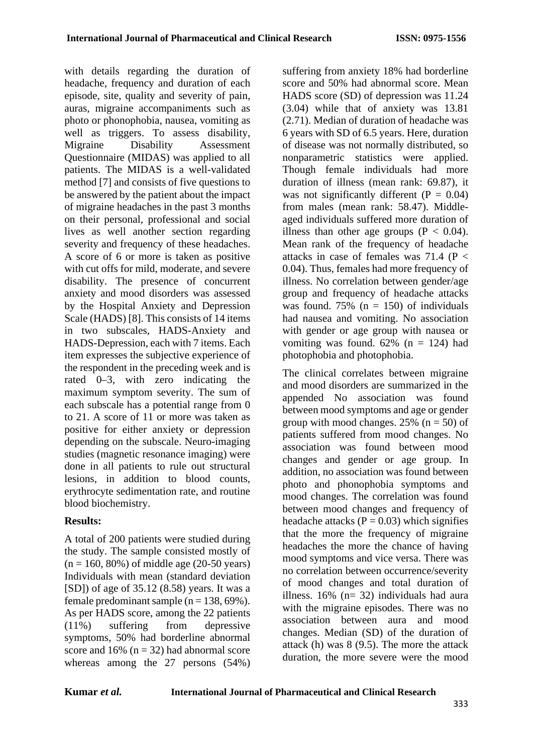with details regarding the duration of headache, frequency and duration of each episode, site, quality and severity of pain, auras, migraine accompaniments such as photo or phonophobia, nausea, vomiting as well as triggers. To assess disability, Migraine Disability Assessment Questionnaire (MIDAS) was applied to all patients. The MIDAS is a well-validated method [7] and consists of five questions to be answered by the patient about the impact of migraine headaches in the past 3 months on their personal, professional and social lives as well another section regarding severity and frequency of these headaches. A score of 6 or more is taken as positive with cut offs for mild, moderate, and severe disability. The presence of concurrent anxiety and mood disorders was assessed by the Hospital Anxiety and Depression Scale (HADS) [8]. This consists of 14 items in two subscales, HADS-Anxiety and HADS-Depression, each with 7 items. Each item expresses the subjective experience of the respondent in the preceding week and is rated 0–3, with zero indicating the maximum symptom severity. The sum of each subscale has a potential range from 0 to 21. A score of 11 or more was taken as positive for either anxiety or depression depending on the subscale. Neuro-imaging studies (magnetic resonance imaging) were done in all patients to rule out structural lesions, in addition to blood counts, erythrocyte sedimentation rate, and routine blood biochemistry.

## Results:

A total of 200 patients were studied during the study. The sample consisted mostly of (n = 160, 80%) of middle age (20-50 years) Individuals with mean (standard deviation [SD]) of age of 35.12 (8.58) years. It was a female predominant sample (n = 138, 69%). As per HADS score, among the 22 patients (11%) suffering from depressive symptoms, 50% had borderline abnormal score and 16% (n = 32) had abnormal score whereas among the 27 persons (54%) suffering from anxiety 18% had borderline score and 50% had abnormal score. Mean HADS score (SD) of depression was 11.24 (3.04) while that of anxiety was 13.81 (2.71). Median of duration of headache was 6 years with SD of 6.5 years. Here, duration of disease was not normally distributed, so nonparametric statistics were applied. Though female individuals had more duration of illness (mean rank: 69.87), it was not significantly different ($P = 0.04$) from males (mean rank: 58.47). Middle-aged individuals suffered more duration of illness than other age groups ($P < 0.04$). Mean rank of the frequency of headache attacks in case of females was 71.4 ($P < 0.04$). Thus, females had more frequency of illness. No correlation between gender/age group and frequency of headache attacks was found. 75% (n = 150) of individuals had nausea and vomiting. No association with gender or age group with nausea or vomiting was found. 62% (n = 124) had photophobia and photophobia.

The clinical correlates between migraine and mood disorders are summarized in the appended No association was found between mood symptoms and age or gender group with mood changes. 25% (n = 50) of patients suffered from mood changes. No association was found between mood changes and gender or age group. In addition, no association was found between photo and phonophobia symptoms and mood changes. The correlation was found between mood changes and frequency of headache attacks ($P = 0.03$) which signifies that the more the frequency of migraine headaches the more the chance of having mood symptoms and vice versa. There was no correlation between occurrence/severity of mood changes and total duration of illness. 16% (n= 32) individuals had aura with the migraine episodes. There was no association between aura and mood changes. Median (SD) of the duration of attack (h) was 8 (9.5). The more the attack duration, the more severe were the mood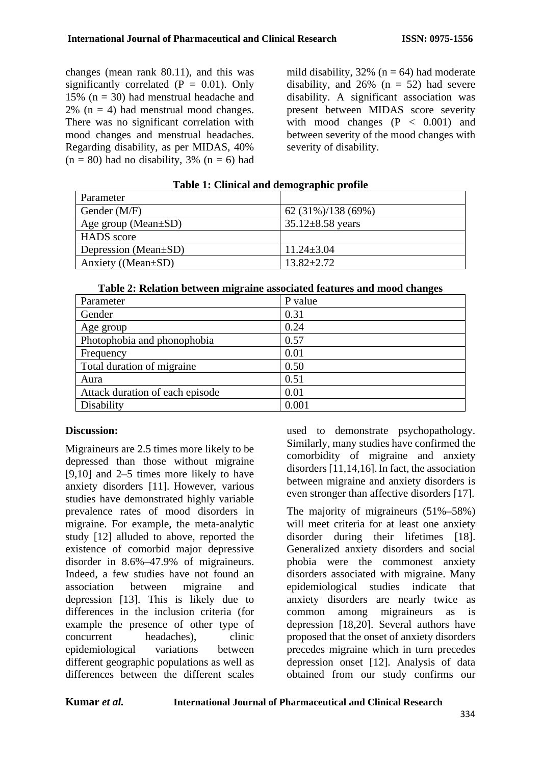changes (mean rank 80.11), and this was significantly correlated ($P = 0.01$). Only 15% ($n = 30$) had menstrual headache and 2% ($n = 4$) had menstrual mood changes. There was no significant correlation with mood changes and menstrual headaches. Regarding disability, as per MIDAS, 40% ($n = 80$) had no disability, 3% ($n = 6$) had mild disability, 32% ($n = 64$) had moderate disability, and 26% ($n = 52$) had severe disability. A significant association was present between MIDAS score severity with mood changes ($P < 0.001$) and between severity of the mood changes with severity of disability.

**Table 1: Clinical and demographic profile**

| Parameter | |
|---|---|
| Gender (M/F) | 62 (31%)/138 (69%) |
| Age group (Mean±SD) | 35.12±8.58 years |
| HADS score | |
| Depression (Mean±SD) | 11.24±3.04 |
| Anxiety ((Mean±SD) | 13.82±2.72 |

**Table 2: Relation between migraine associated features and mood changes**

| Parameter | P value |
|---|---|
| Gender | 0.31 |
| Age group | 0.24 |
| Photophobia and phonophobia | 0.57 |
| Frequency | 0.01 |
| Total duration of migraine | 0.50 |
| Aura | 0.51 |
| Attack duration of each episode | 0.01 |
| Disability | 0.001 |

## Discussion:

Migraineurs are 2.5 times more likely to be depressed than those without migraine [9,10] and 2–5 times more likely to have anxiety disorders [11]. However, various studies have demonstrated highly variable prevalence rates of mood disorders in migraine. For example, the meta-analytic study [12] alluded to above, reported the existence of comorbid major depressive disorder in 8.6%–47.9% of migraineurs. Indeed, a few studies have not found an association between migraine and depression [13]. This is likely due to differences in the inclusion criteria (for example the presence of other type of concurrent headaches), clinic epidemiological variations between different geographic populations as well as differences between the different scales used to demonstrate psychopathology. Similarly, many studies have confirmed the comorbidity of migraine and anxiety disorders [11,14,16]. In fact, the association between migraine and anxiety disorders is even stronger than affective disorders [17].

The majority of migraineurs (51%–58%) will meet criteria for at least one anxiety disorder during their lifetimes [18]. Generalized anxiety disorders and social phobia were the commonest anxiety disorders associated with migraine. Many epidemiological studies indicate that anxiety disorders are nearly twice as common among migraineurs as is depression [18,20]. Several authors have proposed that the onset of anxiety disorders precedes migraine which in turn precedes depression onset [12]. Analysis of data obtained from our study confirms our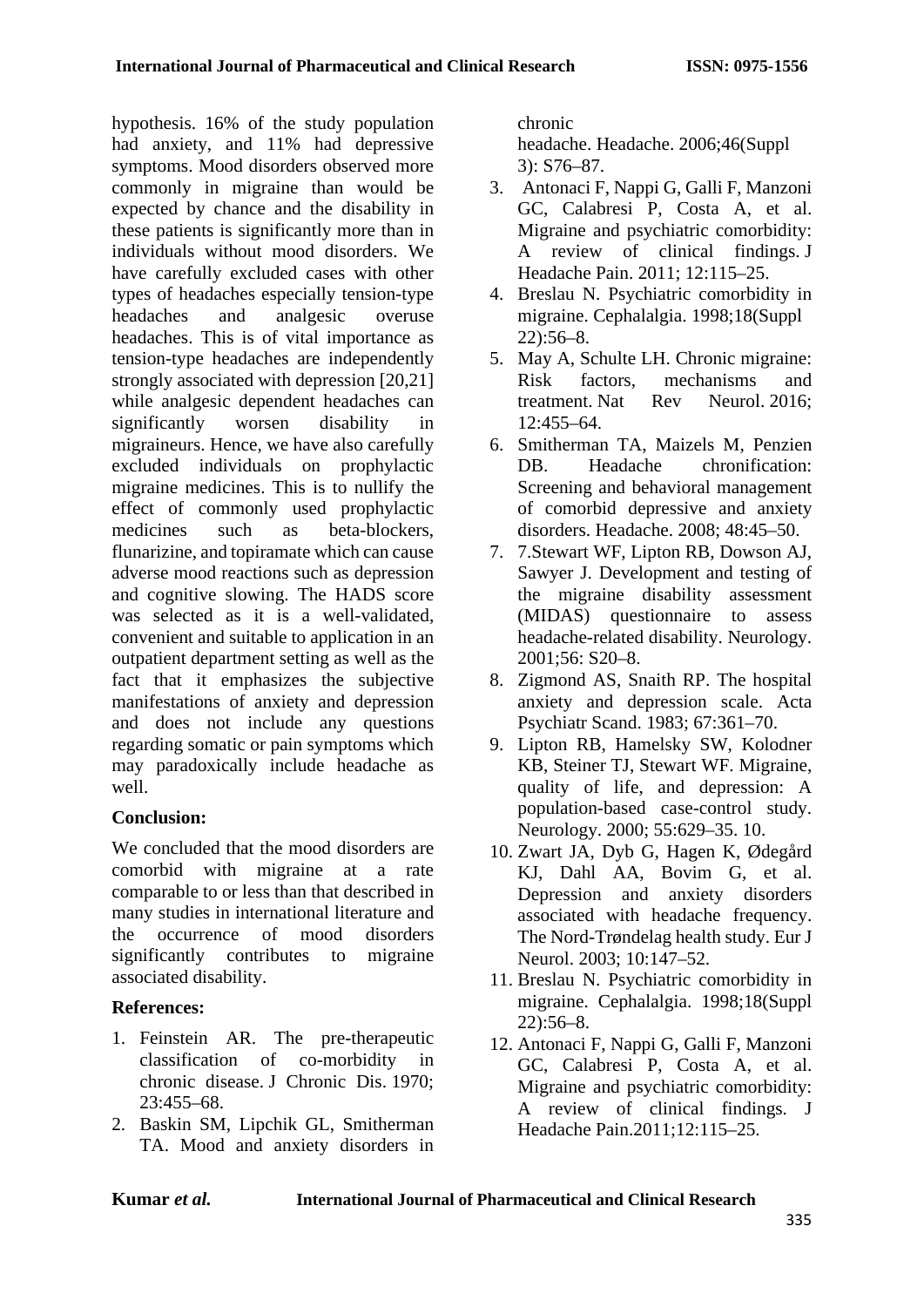hypothesis. 16% of the study population had anxiety, and 11% had depressive symptoms. Mood disorders observed more commonly in migraine than would be expected by chance and the disability in these patients is significantly more than in individuals without mood disorders. We have carefully excluded cases with other types of headaches especially tension-type headaches and analgesic overuse headaches. This is of vital importance as tension-type headaches are independently strongly associated with depression [20,21] while analgesic dependent headaches can significantly worsen disability in migraineurs. Hence, we have also carefully excluded individuals on prophylactic migraine medicines. This is to nullify the effect of commonly used prophylactic medicines such as beta-blockers, flunarizine, and topiramate which can cause adverse mood reactions such as depression and cognitive slowing. The HADS score was selected as it is a well-validated, convenient and suitable to application in an outpatient department setting as well as the fact that it emphasizes the subjective manifestations of anxiety and depression and does not include any questions regarding somatic or pain symptoms which may paradoxically include headache as well.

## Conclusion:

We concluded that the mood disorders are comorbid with migraine at a rate comparable to or less than that described in many studies in international literature and the occurrence of mood disorders significantly contributes to migraine associated disability.

## References:

1. Feinstein AR. The pre-therapeutic classification of co-morbidity in chronic disease. J Chronic Dis. 1970; 23:455–68.
2. Baskin SM, Lipchik GL, Smitherman TA. Mood and anxiety disorders in chronic headache. Headache. 2006;46(Suppl 3): S76–87.
3. Antonaci F, Nappi G, Galli F, Manzoni GC, Calabresi P, Costa A, et al. Migraine and psychiatric comorbidity: A review of clinical findings. J Headache Pain. 2011; 12:115–25.
4. Breslau N. Psychiatric comorbidity in migraine. Cephalalgia. 1998;18(Suppl 22):56–8.
5. May A, Schulte LH. Chronic migraine: Risk factors, mechanisms and treatment. Nat Rev Neurol. 2016; 12:455–64.
6. Smitherman TA, Maizels M, Penzien DB. Headache chronification: Screening and behavioral management of comorbid depressive and anxiety disorders. Headache. 2008; 48:45–50.
7. 7.Stewart WF, Lipton RB, Dowson AJ, Sawyer J. Development and testing of the migraine disability assessment (MIDAS) questionnaire to assess headache-related disability. Neurology. 2001;56: S20–8.
8. Zigmond AS, Snaith RP. The hospital anxiety and depression scale. Acta Psychiatr Scand. 1983; 67:361–70.
9. Lipton RB, Hamelsky SW, Kolodner KB, Steiner TJ, Stewart WF. Migraine, quality of life, and depression: A population-based case-control study. Neurology. 2000; 55:629–35. 10.
10. Zwart JA, Dyb G, Hagen K, Ødegård KJ, Dahl AA, Bovim G, et al. Depression and anxiety disorders associated with headache frequency. The Nord-Trøndelag health study. Eur J Neurol. 2003; 10:147–52.
11. Breslau N. Psychiatric comorbidity in migraine. Cephalalgia. 1998;18(Suppl 22):56–8.
12. Antonaci F, Nappi G, Galli F, Manzoni GC, Calabresi P, Costa A, et al. Migraine and psychiatric comorbidity: A review of clinical findings. J Headache Pain.2011;12:115–25.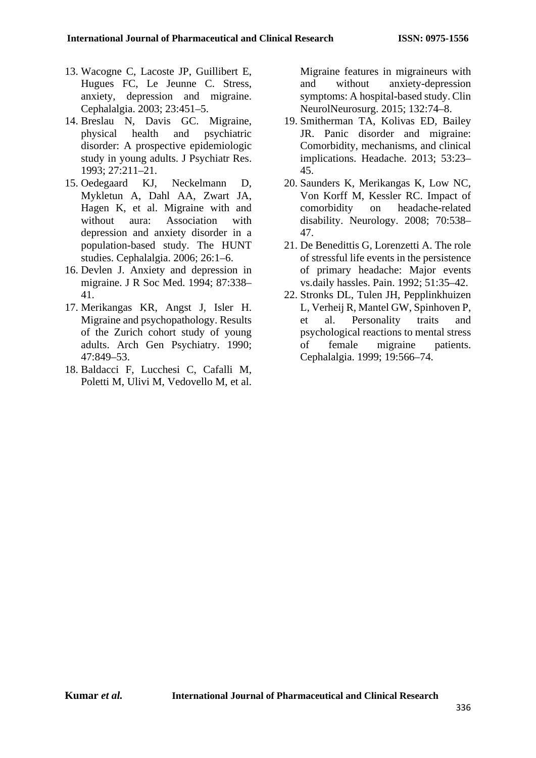13. Wacogne C, Lacoste JP, Guillibert E, Hugues FC, Le Jeunne C. Stress, anxiety, depression and migraine. Cephalalgia. 2003; 23:451–5.
14. Breslau N, Davis GC. Migraine, physical health and psychiatric disorder: A prospective epidemiologic study in young adults. J Psychiatr Res. 1993; 27:211–21.
15. Oedegaard KJ, Neckelmann D, Mykletun A, Dahl AA, Zwart JA, Hagen K, et al. Migraine with and without aura: Association with depression and anxiety disorder in a population-based study. The HUNT studies. Cephalalgia. 2006; 26:1–6.
16. Devlen J. Anxiety and depression in migraine. J R Soc Med. 1994; 87:338–41.
17. Merikangas KR, Angst J, Isler H. Migraine and psychopathology. Results of the Zurich cohort study of young adults. Arch Gen Psychiatry. 1990; 47:849–53.
18. Baldacci F, Lucchesi C, Cafalli M, Poletti M, Ulivi M, Vedovello M, et al. Migraine features in migraineurs with and without anxiety-depression symptoms: A hospital-based study. Clin NeurolNeurosurg. 2015; 132:74–8.
19. Smitherman TA, Kolivas ED, Bailey JR. Panic disorder and migraine: Comorbidity, mechanisms, and clinical implications. Headache. 2013; 53:23–45.
20. Saunders K, Merikangas K, Low NC, Von Korff M, Kessler RC. Impact of comorbidity on headache-related disability. Neurology. 2008; 70:538–47.
21. De Benedittis G, Lorenzetti A. The role of stressful life events in the persistence of primary headache: Major events vs.daily hassles. Pain. 1992; 51:35–42.
22. Stronks DL, Tulen JH, Pepplinkhuizen L, Verheij R, Mantel GW, Spinhoven P, et al. Personality traits and psychological reactions to mental stress of female migraine patients. Cephalalgia. 1999; 19:566–74.